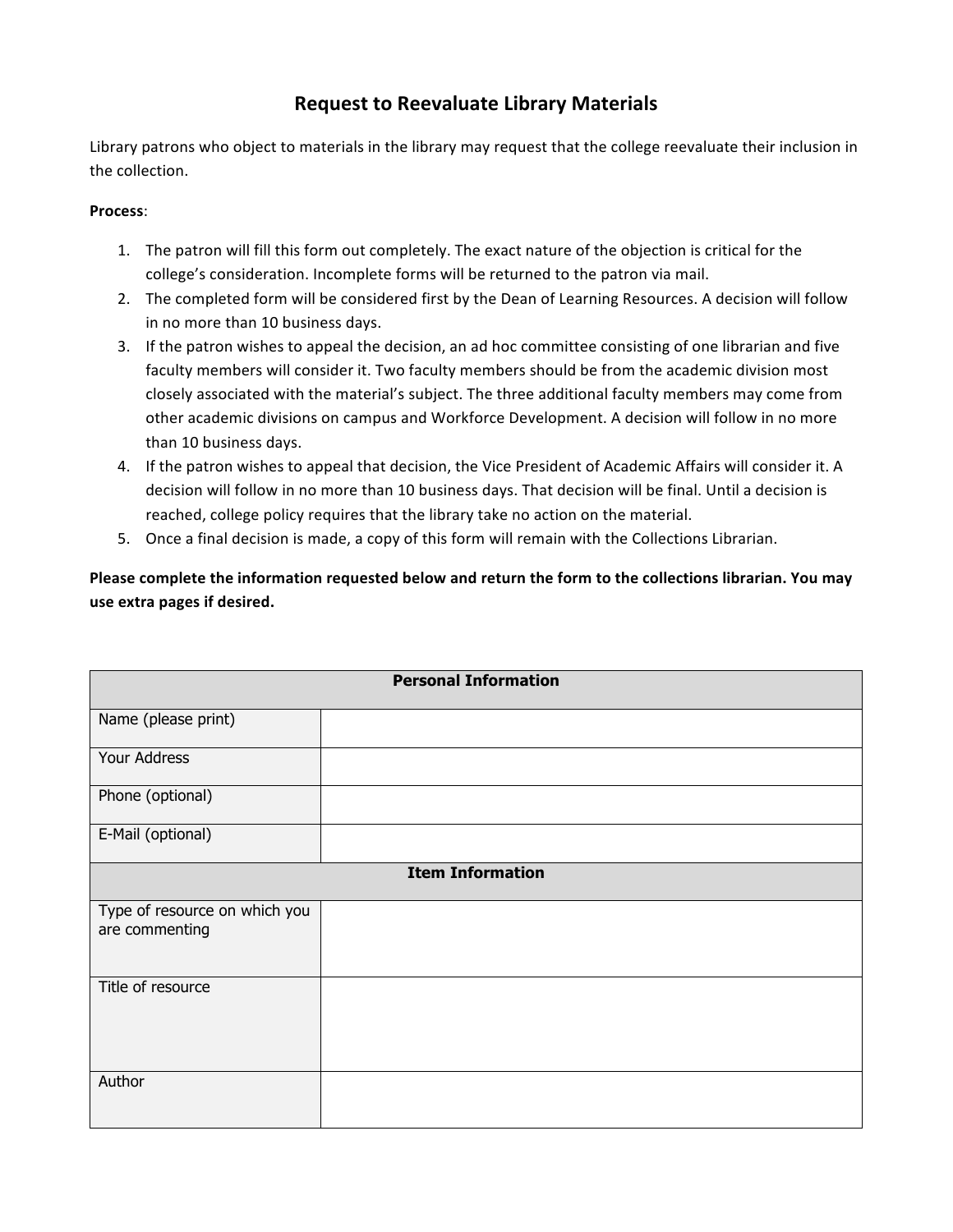# Request to Reevaluate Library Materials

Library patrons who object to materials in the library may request that the college reevaluate their inclusion in the collection.

**Process**:

1. The patron will fill this form out completely. The exact nature of the objection is critical for the college's consideration. Incomplete forms will be returned to the patron via mail.
2. The completed form will be considered first by the Dean of Learning Resources. A decision will follow in no more than 10 business days.
3. If the patron wishes to appeal the decision, an ad hoc committee consisting of one librarian and five faculty members will consider it. Two faculty members should be from the academic division most closely associated with the material's subject. The three additional faculty members may come from other academic divisions on campus and Workforce Development. A decision will follow in no more than 10 business days.
4. If the patron wishes to appeal that decision, the Vice President of Academic Affairs will consider it. A decision will follow in no more than 10 business days. That decision will be final. Until a decision is reached, college policy requires that the library take no action on the material.
5. Once a final decision is made, a copy of this form will remain with the Collections Librarian.

**Please complete the information requested below and return the form to the collections librarian. You may use extra pages if desired.**

| **Personal Information** | |
|---|---|
| Name (please print) | |
| Your Address | |
| Phone (optional) | |
| E-Mail (optional) | |
| **Item Information** | |
| Type of resource on which you are commenting | |
| Title of resource | |
| Author | |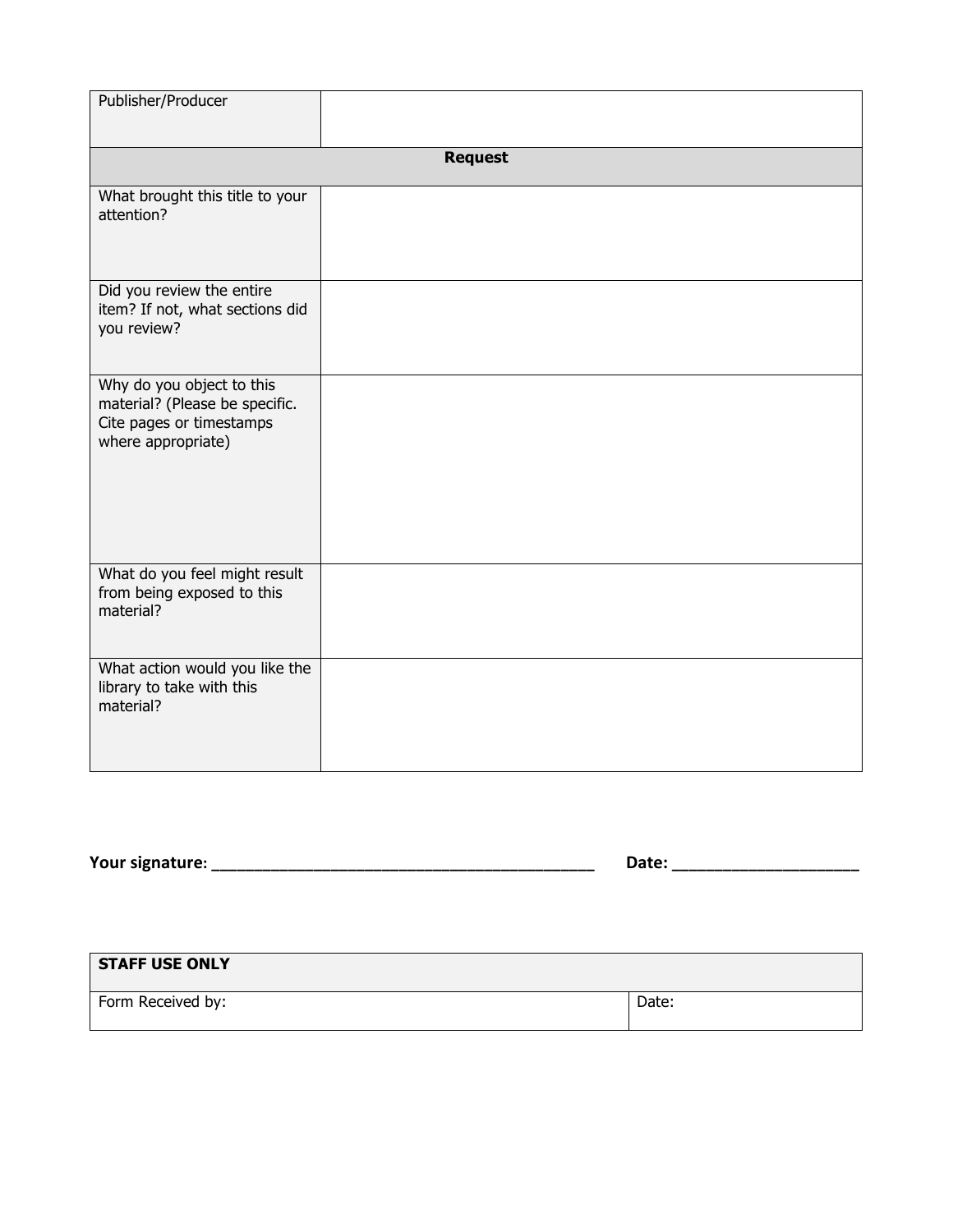| Publisher/Producer | |
|---|---|
| **Request** | |
| What brought this title to your attention? | |
| Did you review the entire item? If not, what sections did you review? | |
| Why do you object to this material? (Please be specific. Cite pages or timestamps where appropriate) | |
| What do you feel might result from being exposed to this material? | |
| What action would you like the library to take with this material? | |

**Your signature**: ____________________________________________ **Date:** ____________________

| **STAFF USE ONLY** | |
|---|---|
| Form Received by: | Date: |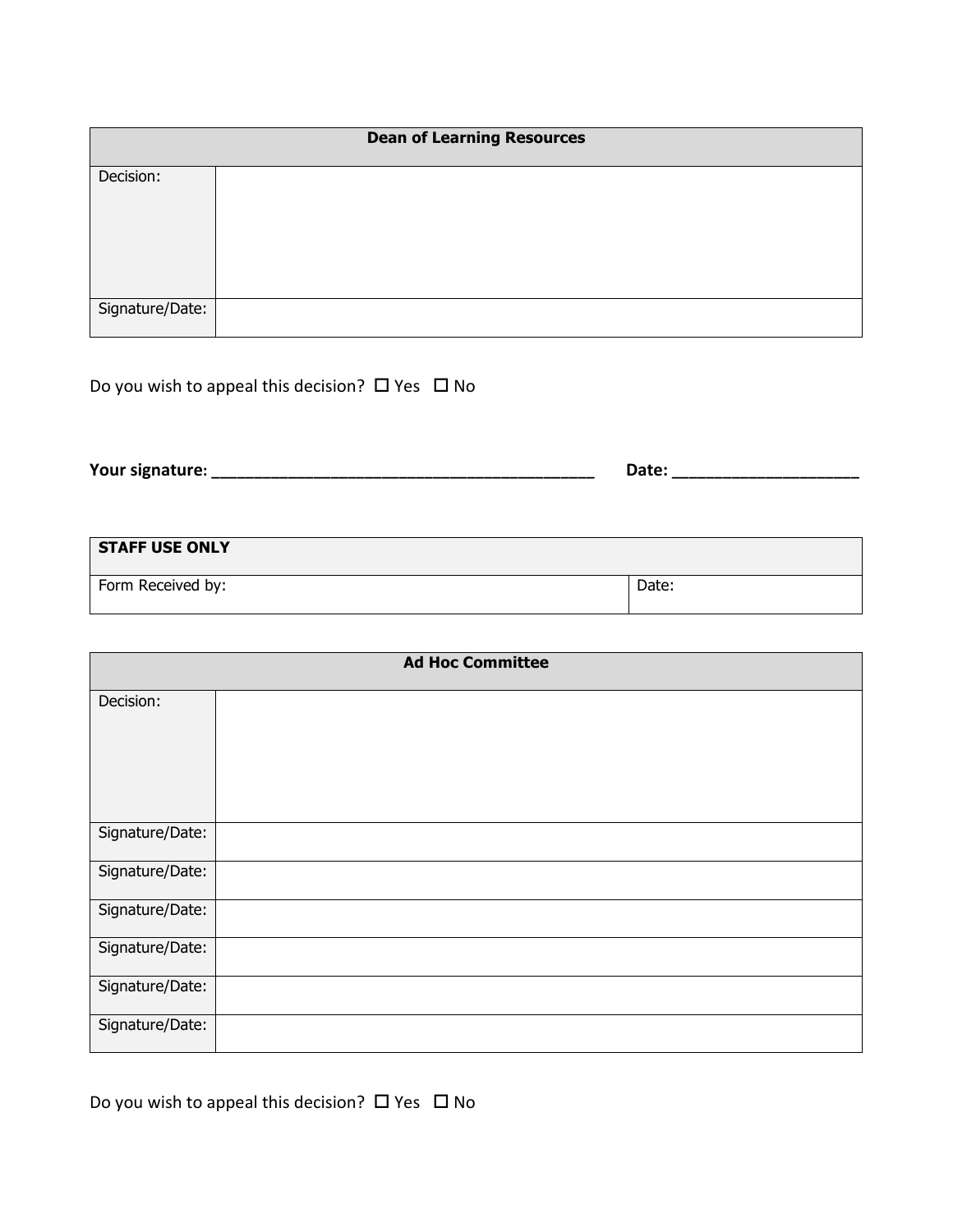| Dean of Learning Resources | |
|---|---|
| Decision: | |
| Signature/Date: | |

Do you wish to appeal this decision? ☐ Yes ☐ No

**Your signature: ___________________________________________ Date: ____________________**

| STAFF USE ONLY | |
|---|---|
| Form Received by: | Date: |

| Ad Hoc Committee | |
|---|---|
| Decision: | |
| Signature/Date: | |
| Signature/Date: | |
| Signature/Date: | |
| Signature/Date: | |
| Signature/Date: | |
| Signature/Date: | |

Do you wish to appeal this decision? ☐ Yes ☐ No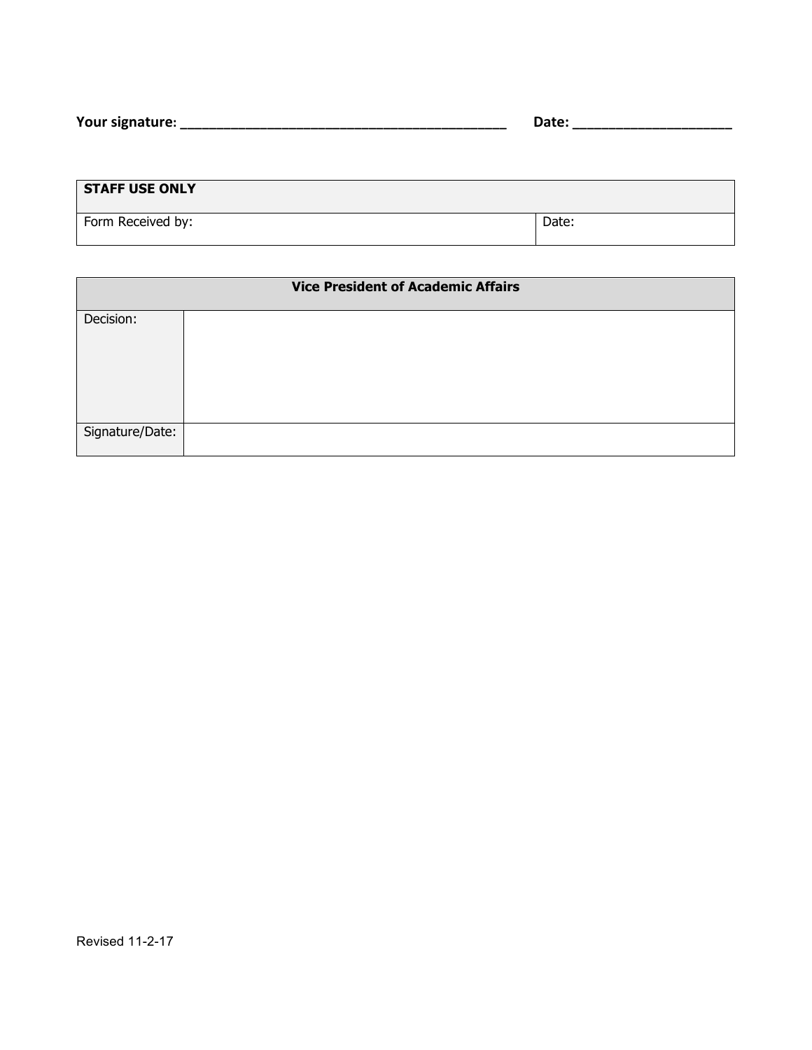**Your signature: \_\_\_\_\_\_\_\_\_\_\_\_\_\_\_\_\_\_\_\_\_\_\_\_\_\_\_\_\_\_\_\_\_\_\_\_\_\_\_\_\_\_\_\_ Date: \_\_\_\_\_\_\_\_\_\_\_\_\_\_\_\_\_\_\_\_\_**

| **STAFF USE ONLY** | |
|---|---|
| Form Received by: | Date: |

| **Vice President of Academic Affairs** | |
|---|---|
| Decision: | |
| Signature/Date: | |

Revised 11-2-17